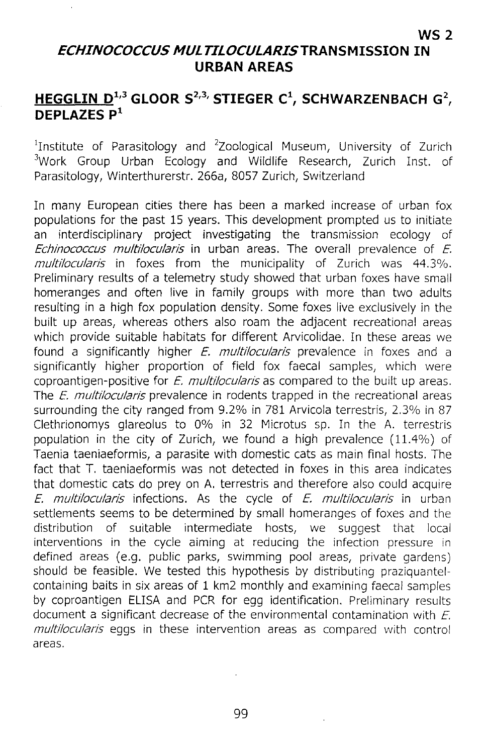WS 2

# *ECHINOCOCCUS MULTILOCULARIS* TRANSMISSION IN URBAN AREAS

## <u>HEGGLIN D</u>[1,3] GLOOR S[2,3], STIEGER C[1], SCHWARZENBACH G[2], DEPLAZES P[1]

[1]Institute of Parasitology and [2]Zoological Museum, University of Zurich [3]Work Group Urban Ecology and Wildlife Research, Zurich Inst. of Parasitology, Winterthurerstr. 266a, 8057 Zurich, Switzerland

In many European cities there has been a marked increase of urban fox populations for the past 15 years. This development prompted us to initiate an interdisciplinary project investigating the transmission ecology of *Echinococcus multilocularis* in urban areas. The overall prevalence of *E. multilocularis* in foxes from the municipality of Zurich was 44.3%. Preliminary results of a telemetry study showed that urban foxes have small homeranges and often live in family groups with more than two adults resulting in a high fox population density. Some foxes live exclusively in the built up areas, whereas others also roam the adjacent recreational areas which provide suitable habitats for different Arvicolidae. In these areas we found a significantly higher *E. multilocularis* prevalence in foxes and a significantly higher proportion of field fox faecal samples, which were coproantigen-positive for *E. multilocularis* as compared to the built up areas. The *E. multilocularis* prevalence in rodents trapped in the recreational areas surrounding the city ranged from 9.2% in 781 Arvicola terrestris, 2.3% in 87 Clethrionomys glareolus to 0% in 32 Microtus sp. In the A. terrestris population in the city of Zurich, we found a high prevalence (11.4%) of Taenia taeniaeformis, a parasite with domestic cats as main final hosts. The fact that T. taeniaeformis was not detected in foxes in this area indicates that domestic cats do prey on A. terrestris and therefore also could acquire *E. multilocularis* infections. As the cycle of *E. multilocularis* in urban settlements seems to be determined by small homeranges of foxes and the distribution of suitable intermediate hosts, we suggest that local interventions in the cycle aiming at reducing the infection pressure in defined areas (e.g. public parks, swimming pool areas, private gardens) should be feasible. We tested this hypothesis by distributing praziquantel-containing baits in six areas of 1 km2 monthly and examining faecal samples by coproantigen ELISA and PCR for egg identification. Preliminary results document a significant decrease of the environmental contamination with *E. multilocularis* eggs in these intervention areas as compared with control areas.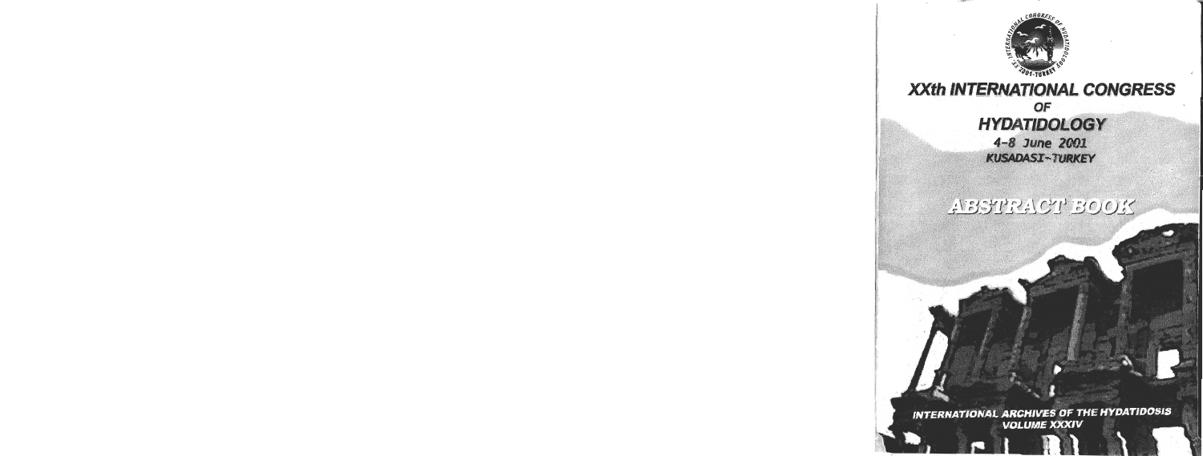# XXth INTERNATIONAL CONGRESS

OF

# HYDATIDOLOGY

4-8 June 2001

KUSADASI-TURKEY

## ABSTRACT BOOK

INTERNATIONAL ARCHIVES OF THE HYDATIDOSIS

VOLUME XXXIV